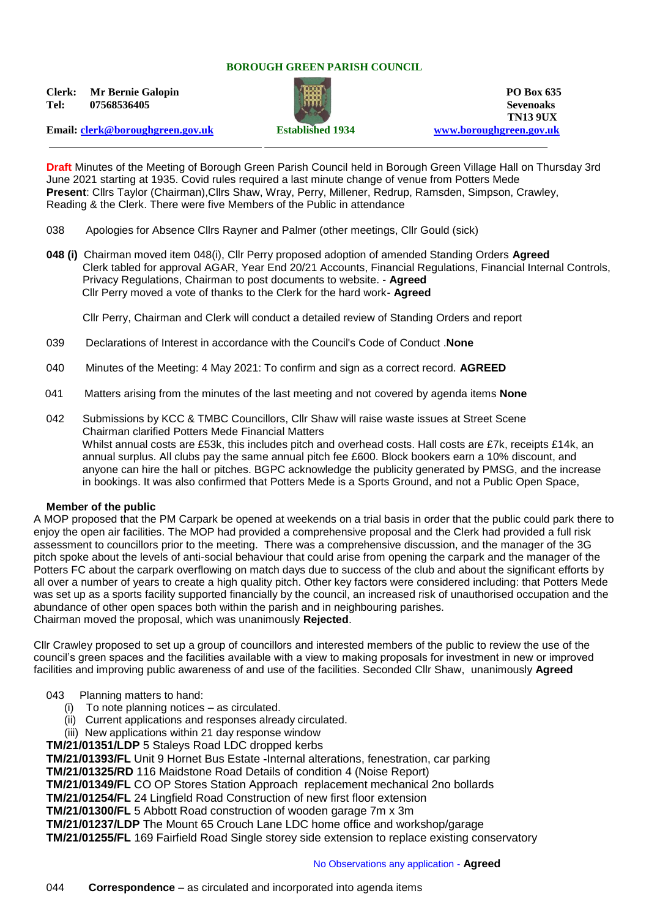**BOROUGH GREEN PARISH COUNCIL**

**Clerk:** **Mr Bernie Galopin**
**Tel:** **07568536405**

**Email:** clerk@boroughgreen.gov.uk

**Established 1934**

**PO Box 635**
**Sevenoaks**
**TN13 9UX**
www.boroughgreen.gov.uk

**Draft** Minutes of the Meeting of Borough Green Parish Council held in Borough Green Village Hall on Thursday 3rd June 2021 starting at 1935. Covid rules required a last minute change of venue from Potters Mede
**Present**: Cllrs Taylor (Chairman),Cllrs Shaw, Wray, Perry, Millener, Redrup, Ramsden, Simpson, Crawley, Reading & the Clerk. There were five Members of the Public in attendance

038 Apologies for Absence Cllrs Rayner and Palmer (other meetings, Cllr Gould (sick)

**048 (i)** Chairman moved item 048(i), Cllr Perry proposed adoption of amended Standing Orders **Agreed**
Clerk tabled for approval AGAR, Year End 20/21 Accounts, Financial Regulations, Financial Internal Controls, Privacy Regulations, Chairman to post documents to website. - **Agreed**
Cllr Perry moved a vote of thanks to the Clerk for the hard work- **Agreed**

Cllr Perry, Chairman and Clerk will conduct a detailed review of Standing Orders and report

039 Declarations of Interest in accordance with the Council's Code of Conduct .**None**

040 Minutes of the Meeting: 4 May 2021: To confirm and sign as a correct record. **AGREED**

041 Matters arising from the minutes of the last meeting and not covered by agenda items **None**

042 Submissions by KCC & TMBC Councillors, Cllr Shaw will raise waste issues at Street Scene
Chairman clarified Potters Mede Financial Matters
Whilst annual costs are £53k, this includes pitch and overhead costs. Hall costs are £7k, receipts £14k, an annual surplus. All clubs pay the same annual pitch fee £600. Block bookers earn a 10% discount, and anyone can hire the hall or pitches. BGPC acknowledge the publicity generated by PMSG, and the increase in bookings. It was also confirmed that Potters Mede is a Sports Ground, and not a Public Open Space,

**Member of the public**

A MOP proposed that the PM Carpark be opened at weekends on a trial basis in order that the public could park there to enjoy the open air facilities. The MOP had provided a comprehensive proposal and the Clerk had provided a full risk assessment to councillors prior to the meeting. There was a comprehensive discussion, and the manager of the 3G pitch spoke about the levels of anti-social behaviour that could arise from opening the carpark and the manager of the Potters FC about the carpark overflowing on match days due to success of the club and about the significant efforts by all over a number of years to create a high quality pitch. Other key factors were considered including: that Potters Mede was set up as a sports facility supported financially by the council, an increased risk of unauthorised occupation and the abundance of other open spaces both within the parish and in neighbouring parishes.
Chairman moved the proposal, which was unanimously **Rejected**.

Cllr Crawley proposed to set up a group of councillors and interested members of the public to review the use of the council's green spaces and the facilities available with a view to making proposals for investment in new or improved facilities and improving public awareness of and use of the facilities. Seconded Cllr Shaw, unanimously **Agreed**

043 Planning matters to hand:
(i) To note planning notices – as circulated.
(ii) Current applications and responses already circulated.
(iii) New applications within 21 day response window

**TM/21/01351/LDP** 5 Staleys Road LDC dropped kerbs
**TM/21/01393/FL** Unit 9 Hornet Bus Estate **-**Internal alterations, fenestration, car parking
**TM/21/01325/RD** 116 Maidstone Road Details of condition 4 (Noise Report)
**TM/21/01349/FL** CO OP Stores Station Approach replacement mechanical 2no bollards
**TM/21/01254/FL** 24 Lingfield Road Construction of new first floor extension
**TM/21/01300/FL** 5 Abbott Road construction of wooden garage 7m x 3m
**TM/21/01237/LDP** The Mount 65 Crouch Lane LDC home office and workshop/garage
**TM/21/01255/FL** 169 Fairfield Road Single storey side extension to replace existing conservatory

No Observations any application - **Agreed**

044 **Correspondence** – as circulated and incorporated into agenda items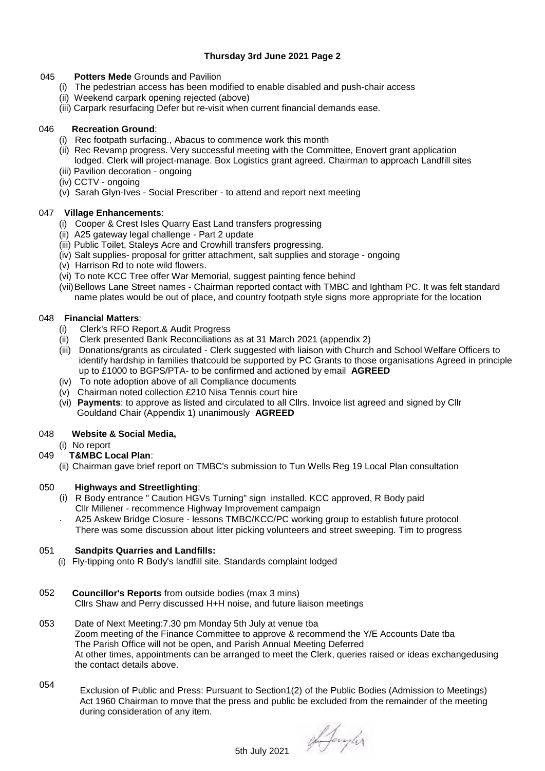**Thursday 3rd June 2021 Page 2**

045 **Potters Mede** Grounds and Pavilion

- (i) The pedestrian access has been modified to enable disabled and push-chair access
- (ii) Weekend carpark opening rejected (above)
- (iii) Carpark resurfacing Defer but re-visit when current financial demands ease.

046 **Recreation Ground**:

- (i) Rec footpath surfacing., Abacus to commence work this month
- (ii) Rec Revamp progress. Very successful meeting with the Committee, Enovert grant application lodged. Clerk will project-manage. Box Logistics grant agreed. Chairman to approach Landfill sites
- (iii) Pavilion decoration - ongoing
- (iv) CCTV - ongoing
- (v) Sarah Glyn-Ives - Social Prescriber - to attend and report next meeting

047 **Village Enhancements**:

- (i) Cooper & Crest Isles Quarry East Land transfers progressing
- (ii) A25 gateway legal challenge - Part 2 update
- (iii) Public Toilet, Staleys Acre and Crowhill transfers progressing.
- (iv) Salt supplies- proposal for gritter attachment, salt supplies and storage - ongoing
- (v) Harrison Rd to note wild flowers.
- (vi) To note KCC Tree offer War Memorial, suggest painting fence behind
- (vii) Bellows Lane Street names - Chairman reported contact with TMBC and Ightham PC. It was felt standard name plates would be out of place, and country footpath style signs more appropriate for the location

048 **Financial Matters**:

- (i) Clerk's RFO Report.& Audit Progress
- (ii) Clerk presented Bank Reconciliations as at 31 March 2021 (appendix 2)
- (iii) Donations/grants as circulated - Clerk suggested with liaison with Church and School Welfare Officers to identify hardship in families thatcould be supported by PC Grants to those organisations Agreed in principle up to £1000 to BGPS/PTA- to be confirmed and actioned by email **AGREED**
- (iv) To note adoption above of all Compliance documents
- (v) Chairman noted collection £210 Nisa Tennis court hire
- (vi) **Payments**: to approve as listed and circulated to all Cllrs. Invoice list agreed and signed by Cllr Gouldand Chair (Appendix 1) unanimously **AGREED**

048 **Website & Social Media,**

- (i) No report

049 **T&MBC Local Plan**:

- (ii) Chairman gave brief report on TMBC's submission to Tun Wells Reg 19 Local Plan consultation

050 **Highways and Streetlighting**:

- (i) R Body entrance " Caution HGVs Turning" sign installed. KCC approved, R Body paid
  Cllr Millener - recommence Highway Improvement campaign
- A25 Askew Bridge Closure - lessons TMBC/KCC/PC working group to establish future protocol
  There was some discussion about litter picking volunteers and street sweeping. Tim to progress

051 **Sandpits Quarries and Landfills:**

- (i) Fly-tipping onto R Body's landfill site. Standards complaint lodged

052 **Councillor's Reports** from outside bodies (max 3 mins)
Cllrs Shaw and Perry discussed H+H noise, and future liaison meetings

053 Date of Next Meeting:7.30 pm Monday 5th July at venue tba
Zoom meeting of the Finance Committee to approve & recommend the Y/E Accounts Date tba
The Parish Office will not be open, and Parish Annual Meeting Deferred
At other times, appointments can be arranged to meet the Clerk, queries raised or ideas exchangedusing the contact details above.

054 Exclusion of Public and Press: Pursuant to Section1(2) of the Public Bodies (Admission to Meetings) Act 1960 Chairman to move that the press and public be excluded from the remainder of the meeting during consideration of any item.

5th July 2021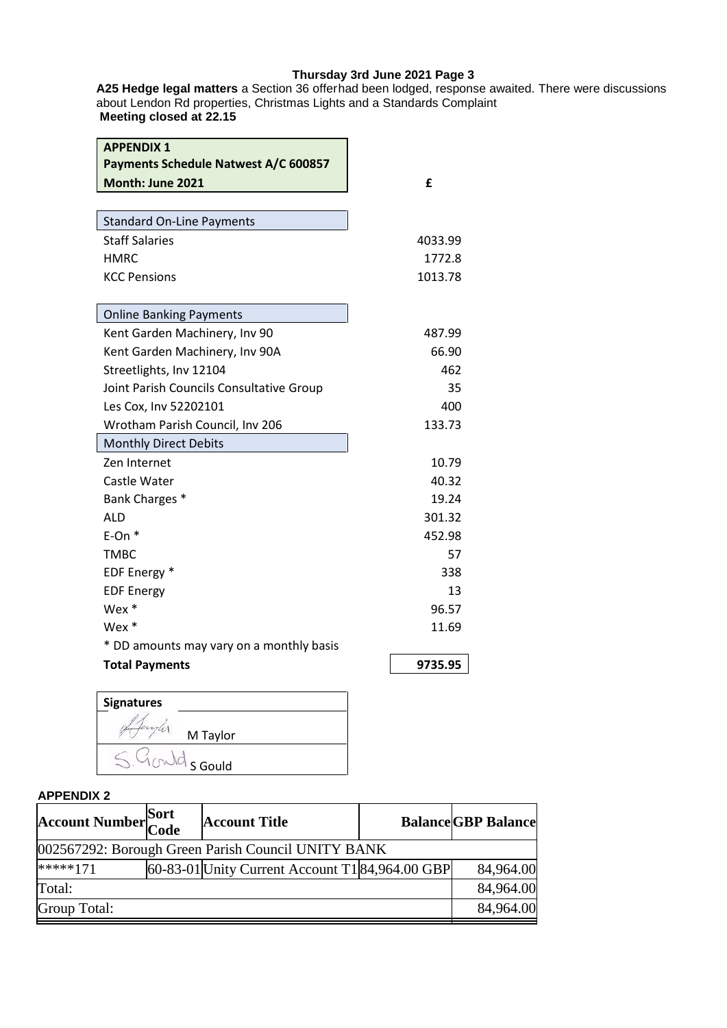**Thursday 3rd June 2021 Page 3**

**A25 Hedge legal matters** a Section 36 offerhad been lodged, response awaited. There were discussions about Lendon Rd properties, Christmas Lights and a Standards Complaint

**Meeting closed at 22.15**

**APPENDIX 1**
**Payments Schedule Natwest A/C 600857**
**Month: June 2021**

| | £ |
|---|---|
| **Standard On-Line Payments** | |
| Staff Salaries | 4033.99 |
| HMRC | 1772.8 |
| KCC Pensions | 1013.78 |
| **Online Banking Payments** | |
| Kent Garden Machinery, Inv 90 | 487.99 |
| Kent Garden Machinery, Inv 90A | 66.90 |
| Streetlights, Inv 12104 | 462 |
| Joint Parish Councils Consultative Group | 35 |
| Les Cox, Inv 52202101 | 400 |
| Wrotham Parish Council, Inv 206 | 133.73 |
| **Monthly Direct Debits** | |
| Zen Internet | 10.79 |
| Castle Water | 40.32 |
| Bank Charges * | 19.24 |
| ALD | 301.32 |
| E-On * | 452.98 |
| TMBC | 57 |
| EDF Energy * | 338 |
| EDF Energy | 13 |
| Wex * | 96.57 |
| Wex * | 11.69 |
| * DD amounts may vary on a monthly basis | |
| **Total Payments** | **9735.95** |

**Signatures**

M Taylor

S Gould

**APPENDIX 2**

| Account Number | Sort Code | Account Title | Balance | GBP Balance |
|---|---|---|---|---|
| 002567292: Borough Green Parish Council UNITY BANK | | | | |
| *****171 | 60-83-01 | Unity Current Account T1 | 84,964.00 GBP | 84,964.00 |
| Total: | | | | 84,964.00 |
| Group Total: | | | | 84,964.00 |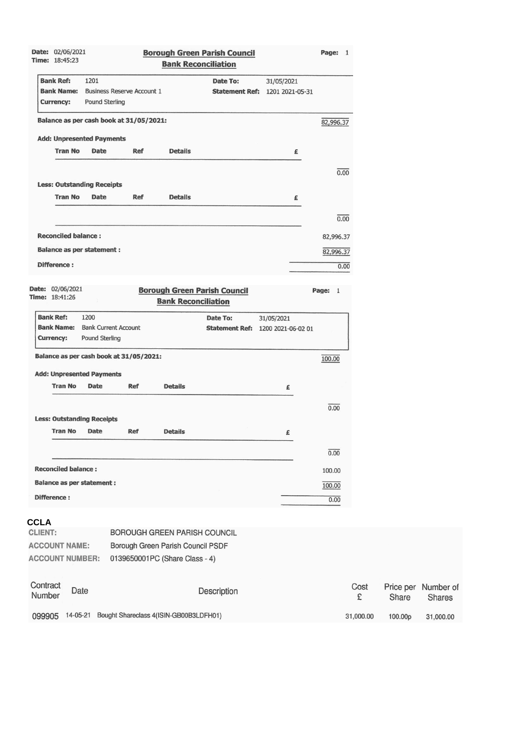**Date:** 02/06/2021
**Time:** 18:45:23

## Borough Green Parish Council
### Bank Reconciliation

**Page:** 1

| | | | |
|---|---|---|---|
| **Bank Ref:** | 1201 | **Date To:** | 31/05/2021 |
| **Bank Name:** | Business Reserve Account 1 | **Statement Ref:** | 1201 2021-05-31 |
| **Currency:** | Pound Sterling | | |

**Balance as per cash book at 31/05/2021:** 82,996.37

**Add: Unpresented Payments**

| Tran No | Date | Ref | Details | £ |
|---|---|---|---|---|

0.00

**Less: Outstanding Receipts**

| Tran No | Date | Ref | Details | £ |
|---|---|---|---|---|

0.00

**Reconciled balance :** 82,996.37

**Balance as per statement :** 82,996.37

**Difference :** 0.00

---

**Date:** 02/06/2021
**Time:** 18:41:26

## Borough Green Parish Council
### Bank Reconciliation

**Page:** 1

| | | | |
|---|---|---|---|
| **Bank Ref:** | 1200 | **Date To:** | 31/05/2021 |
| **Bank Name:** | Bank Current Account | **Statement Ref:** | 1200 2021-06-02 01 |
| **Currency:** | Pound Sterling | | |

**Balance as per cash book at 31/05/2021:** 100.00

**Add: Unpresented Payments**

| Tran No | Date | Ref | Details | £ |
|---|---|---|---|---|

0.00

**Less: Outstanding Receipts**

| Tran No | Date | Ref | Details | £ |
|---|---|---|---|---|

0.00

**Reconciled balance :** 100.00

**Balance as per statement :** 100.00

**Difference :** 0.00

---

**CCLA**

CLIENT: BOROUGH GREEN PARISH COUNCIL

ACCOUNT NAME: Borough Green Parish Council PSDF

ACCOUNT NUMBER: 0139650001PC (Share Class - 4)

| Contract Number | Date | Description | Cost £ | Price per Share | Number of Shares |
|---|---|---|---|---|---|
| 099905 | 14-05-21 | Bought Shareclass 4(ISIN-GB00B3LDFH01) | 31,000.00 | 100.00p | 31,000.00 |